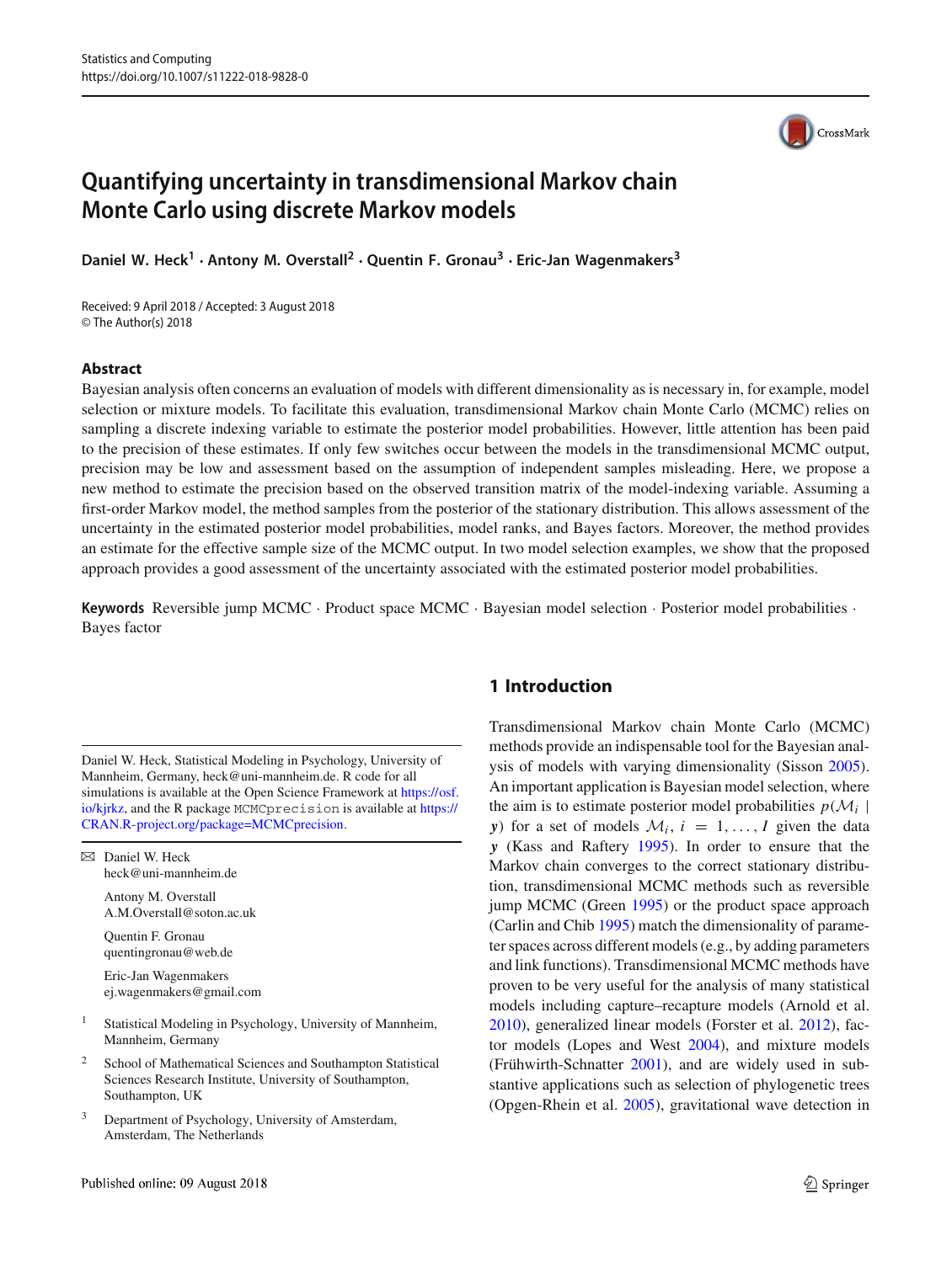# Quantifying uncertainty in transdimensional Markov chain Monte Carlo using discrete Markov models

**Daniel W. Heck[1] · Antony M. Overstall[2] · Quentin F. Gronau[3] · Eric-Jan Wagenmakers[3]**

Received: 9 April 2018 / Accepted: 3 August 2018
© The Author(s) 2018

## Abstract

Bayesian analysis often concerns an evaluation of models with different dimensionality as is necessary in, for example, model selection or mixture models. To facilitate this evaluation, transdimensional Markov chain Monte Carlo (MCMC) relies on sampling a discrete indexing variable to estimate the posterior model probabilities. However, little attention has been paid to the precision of these estimates. If only few switches occur between the models in the transdimensional MCMC output, precision may be low and assessment based on the assumption of independent samples misleading. Here, we propose a new method to estimate the precision based on the observed transition matrix of the model-indexing variable. Assuming a first-order Markov model, the method samples from the posterior of the stationary distribution. This allows assessment of the uncertainty in the estimated posterior model probabilities, model ranks, and Bayes factors. Moreover, the method provides an estimate for the effective sample size of the MCMC output. In two model selection examples, we show that the proposed approach provides a good assessment of the uncertainty associated with the estimated posterior model probabilities.

**Keywords** Reversible jump MCMC · Product space MCMC · Bayesian model selection · Posterior model probabilities · Bayes factor

## 1 Introduction

Transdimensional Markov chain Monte Carlo (MCMC) methods provide an indispensable tool for the Bayesian analysis of models with varying dimensionality (Sisson 2005). An important application is Bayesian model selection, where the aim is to estimate posterior model probabilities $p(\mathcal{M}_i \mid \boldsymbol{y})$ for a set of models $\mathcal{M}_i$, $i = 1, \ldots, I$ given the data $\boldsymbol{y}$ (Kass and Raftery 1995). In order to ensure that the Markov chain converges to the correct stationary distribution, transdimensional MCMC methods such as reversible jump MCMC (Green 1995) or the product space approach (Carlin and Chib 1995) match the dimensionality of parameter spaces across different models (e.g., by adding parameters and link functions). Transdimensional MCMC methods have proven to be very useful for the analysis of many statistical models including capture–recapture models (Arnold et al. 2010), generalized linear models (Forster et al. 2012), factor models (Lopes and West 2004), and mixture models (Frühwirth-Schnatter 2001), and are widely used in substantive applications such as selection of phylogenetic trees (Opgen-Rhein et al. 2005), gravitational wave detection in

---

Daniel W. Heck, Statistical Modeling in Psychology, University of Mannheim, Germany, heck@uni-mannheim.de. R code for all simulations is available at the Open Science Framework at https://osf.io/kjrkz, and the R package `MCMCprecision` is available at https://CRAN.R-project.org/package=MCMCprecision.

✉ Daniel W. Heck
heck@uni-mannheim.de

Antony M. Overstall
A.M.Overstall@soton.ac.uk

Quentin F. Gronau
quentingronau@web.de

Eric-Jan Wagenmakers
ej.wagenmakers@gmail.com

[1] Statistical Modeling in Psychology, University of Mannheim, Mannheim, Germany

[2] School of Mathematical Sciences and Southampton Statistical Sciences Research Institute, University of Southampton, Southampton, UK

[3] Department of Psychology, University of Amsterdam, Amsterdam, The Netherlands

Published online: 09 August 2018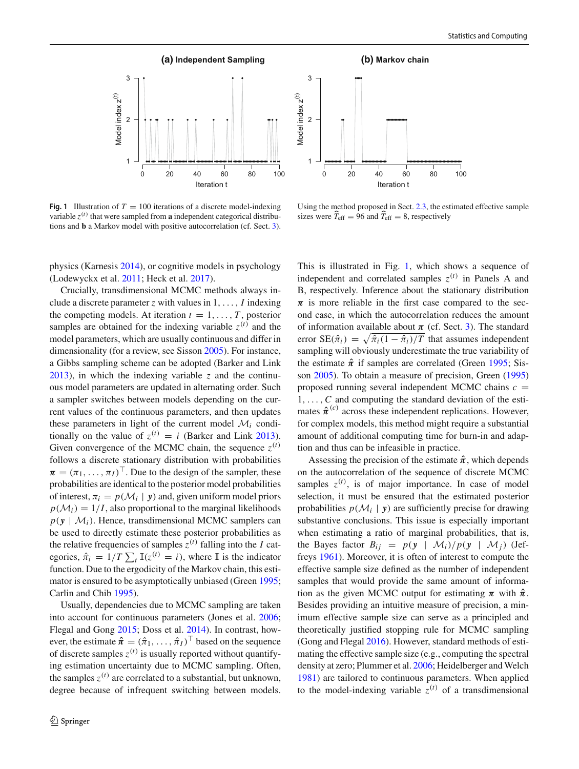**Fig. 1** Illustration of $T = 100$ iterations of a discrete model-indexing variable $z^{(t)}$ that were sampled from **a** independent categorical distributions and **b** a Markov model with positive autocorrelation (cf. Sect. 3). Using the method proposed in Sect. 2.3, the estimated effective sample sizes were $\widehat{T}_{\text{eff}} = 96$ and $\widehat{T}_{\text{eff}} = 8$, respectively

physics (Karnesis 2014), or cognitive models in psychology (Lodewyckx et al. 2011; Heck et al. 2017).

Crucially, transdimensional MCMC methods always include a discrete parameter $z$ with values in $1, \ldots, I$ indexing the competing models. At iteration $t = 1, \ldots, T$, posterior samples are obtained for the indexing variable $z^{(t)}$ and the model parameters, which are usually continuous and differ in dimensionality (for a review, see Sisson 2005). For instance, a Gibbs sampling scheme can be adopted (Barker and Link 2013), in which the indexing variable $z$ and the continuous model parameters are updated in alternating order. Such a sampler switches between models depending on the current values of the continuous parameters, and then updates these parameters in light of the current model $\mathcal{M}_i$ conditionally on the value of $z^{(t)} = i$ (Barker and Link 2013). Given convergence of the MCMC chain, the sequence $z^{(t)}$ follows a discrete stationary distribution with probabilities $\boldsymbol{\pi} = (\pi_1, \ldots, \pi_I)^\top$. Due to the design of the sampler, these probabilities are identical to the posterior model probabilities of interest, $\pi_i = p(\mathcal{M}_i \mid \boldsymbol{y})$ and, given uniform model priors $p(\mathcal{M}_i) = 1/I$, also proportional to the marginal likelihoods $p(\boldsymbol{y} \mid \mathcal{M}_i)$. Hence, transdimensional MCMC samplers can be used to directly estimate these posterior probabilities as the relative frequencies of samples $z^{(t)}$ falling into the $I$ categories, $\hat{\pi}_i = 1/T \sum_t \mathbb{I}(z^{(t)} = i)$, where $\mathbb{I}$ is the indicator function. Due to the ergodicity of the Markov chain, this estimator is ensured to be asymptotically unbiased (Green 1995; Carlin and Chib 1995).

Usually, dependencies due to MCMC sampling are taken into account for continuous parameters (Jones et al. 2006; Flegal and Gong 2015; Doss et al. 2014). In contrast, however, the estimate $\hat{\boldsymbol{\pi}} = (\hat{\pi}_1, \ldots, \hat{\pi}_I)^\top$ based on the sequence of discrete samples $z^{(t)}$ is usually reported without quantifying estimation uncertainty due to MCMC sampling. Often, the samples $z^{(t)}$ are correlated to a substantial, but unknown, degree because of infrequent switching between models. This is illustrated in Fig. 1, which shows a sequence of independent and correlated samples $z^{(t)}$ in Panels A and B, respectively. Inference about the stationary distribution $\boldsymbol{\pi}$ is more reliable in the first case compared to the second case, in which the autocorrelation reduces the amount of information available about $\boldsymbol{\pi}$ (cf. Sect. 3). The standard error $\text{SE}(\hat{\pi}_i) = \sqrt{\hat{\pi}_i(1 - \hat{\pi}_i)/T}$ that assumes independent sampling will obviously underestimate the true variability of the estimate $\hat{\boldsymbol{\pi}}$ if samples are correlated (Green 1995; Sisson 2005). To obtain a measure of precision, Green (1995) proposed running several independent MCMC chains $c = 1, \ldots, C$ and computing the standard deviation of the estimates $\hat{\boldsymbol{\pi}}^{(c)}$ across these independent replications. However, for complex models, this method might require a substantial amount of additional computing time for burn-in and adaption and thus can be infeasible in practice.

Assessing the precision of the estimate $\hat{\boldsymbol{\pi}}$, which depends on the autocorrelation of the sequence of discrete MCMC samples $z^{(t)}$, is of major importance. In case of model selection, it must be ensured that the estimated posterior probabilities $p(\mathcal{M}_i \mid \boldsymbol{y})$ are sufficiently precise for drawing substantive conclusions. This issue is especially important when estimating a ratio of marginal probabilities, that is, the Bayes factor $B_{ij} = p(\boldsymbol{y} \mid \mathcal{M}_i)/p(\boldsymbol{y} \mid \mathcal{M}_j)$ (Jeffreys 1961). Moreover, it is often of interest to compute the effective sample size defined as the number of independent samples that would provide the same amount of information as the given MCMC output for estimating $\boldsymbol{\pi}$ with $\hat{\boldsymbol{\pi}}$. Besides providing an intuitive measure of precision, a minimum effective sample size can serve as a principled and theoretically justified stopping rule for MCMC sampling (Gong and Flegal 2016). However, standard methods of estimating the effective sample size (e.g., computing the spectral density at zero; Plummer et al. 2006; Heidelberger and Welch 1981) are tailored to continuous parameters. When applied to the model-indexing variable $z^{(t)}$ of a transdimensional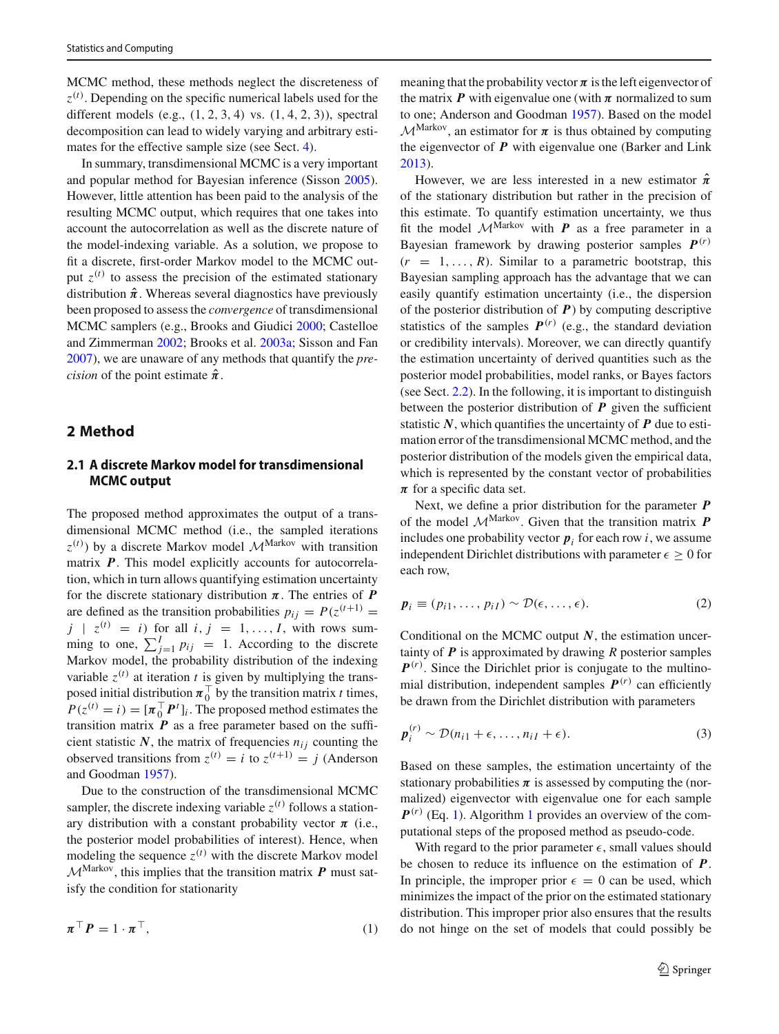MCMC method, these methods neglect the discreteness of $z^{(t)}$. Depending on the specific numerical labels used for the different models (e.g., (1, 2, 3, 4) vs. (1, 4, 2, 3)), spectral decomposition can lead to widely varying and arbitrary estimates for the effective sample size (see Sect. 4).

In summary, transdimensional MCMC is a very important and popular method for Bayesian inference (Sisson 2005). However, little attention has been paid to the analysis of the resulting MCMC output, which requires that one takes into account the autocorrelation as well as the discrete nature of the model-indexing variable. As a solution, we propose to fit a discrete, first-order Markov model to the MCMC output $z^{(t)}$ to assess the precision of the estimated stationary distribution $\hat{\boldsymbol{\pi}}$. Whereas several diagnostics have previously been proposed to assess the *convergence* of transdimensional MCMC samplers (e.g., Brooks and Giudici 2000; Castelloe and Zimmerman 2002; Brooks et al. 2003a; Sisson and Fan 2007), we are unaware of any methods that quantify the *precision* of the point estimate $\hat{\boldsymbol{\pi}}$.

## 2 Method

### 2.1 A discrete Markov model for transdimensional MCMC output

The proposed method approximates the output of a transdimensional MCMC method (i.e., the sampled iterations $z^{(t)}$) by a discrete Markov model $\mathcal{M}^{\text{Markov}}$ with transition matrix $\boldsymbol{P}$. This model explicitly accounts for autocorrelation, which in turn allows quantifying estimation uncertainty for the discrete stationary distribution $\boldsymbol{\pi}$. The entries of $\boldsymbol{P}$ are defined as the transition probabilities $p_{ij} = P(z^{(t+1)} = j \mid z^{(t)} = i)$ for all $i, j = 1, \ldots, I$, with rows summing to one, $\sum_{j=1}^{I} p_{ij} = 1$. According to the discrete Markov model, the probability distribution of the indexing variable $z^{(t)}$ at iteration $t$ is given by multiplying the transposed initial distribution $\boldsymbol{\pi}_0^\top$ by the transition matrix $t$ times, $P(z^{(t)} = i) = [\boldsymbol{\pi}_0^\top \boldsymbol{P}^t]_i$. The proposed method estimates the transition matrix $\boldsymbol{P}$ as a free parameter based on the sufficient statistic $\boldsymbol{N}$, the matrix of frequencies $n_{ij}$ counting the observed transitions from $z^{(t)} = i$ to $z^{(t+1)} = j$ (Anderson and Goodman 1957).

Due to the construction of the transdimensional MCMC sampler, the discrete indexing variable $z^{(t)}$ follows a stationary distribution with a constant probability vector $\boldsymbol{\pi}$ (i.e., the posterior model probabilities of interest). Hence, when modeling the sequence $z^{(t)}$ with the discrete Markov model $\mathcal{M}^{\text{Markov}}$, this implies that the transition matrix $\boldsymbol{P}$ must satisfy the condition for stationarity

$$\boldsymbol{\pi}^\top \boldsymbol{P} = 1 \cdot \boldsymbol{\pi}^\top, \tag{1}$$

meaning that the probability vector $\boldsymbol{\pi}$ is the left eigenvector of the matrix $\boldsymbol{P}$ with eigenvalue one (with $\boldsymbol{\pi}$ normalized to sum to one; Anderson and Goodman 1957). Based on the model $\mathcal{M}^{\text{Markov}}$, an estimator for $\boldsymbol{\pi}$ is thus obtained by computing the eigenvector of $\boldsymbol{P}$ with eigenvalue one (Barker and Link 2013).

However, we are less interested in a new estimator $\hat{\boldsymbol{\pi}}$ of the stationary distribution but rather in the precision of this estimate. To quantify estimation uncertainty, we thus fit the model $\mathcal{M}^{\text{Markov}}$ with $\boldsymbol{P}$ as a free parameter in a Bayesian framework by drawing posterior samples $\boldsymbol{P}^{(r)}$ ($r = 1, \ldots, R$). Similar to a parametric bootstrap, this Bayesian sampling approach has the advantage that we can easily quantify estimation uncertainty (i.e., the dispersion of the posterior distribution of $\boldsymbol{P}$) by computing descriptive statistics of the samples $\boldsymbol{P}^{(r)}$ (e.g., the standard deviation or credibility intervals). Moreover, we can directly quantify the estimation uncertainty of derived quantities such as the posterior model probabilities, model ranks, or Bayes factors (see Sect. 2.2). In the following, it is important to distinguish between the posterior distribution of $\boldsymbol{P}$ given the sufficient statistic $\boldsymbol{N}$, which quantifies the uncertainty of $\boldsymbol{P}$ due to estimation error of the transdimensional MCMC method, and the posterior distribution of the models given the empirical data, which is represented by the constant vector of probabilities $\boldsymbol{\pi}$ for a specific data set.

Next, we define a prior distribution for the parameter $\boldsymbol{P}$ of the model $\mathcal{M}^{\text{Markov}}$. Given that the transition matrix $\boldsymbol{P}$ includes one probability vector $\boldsymbol{p}_i$ for each row $i$, we assume independent Dirichlet distributions with parameter $\epsilon \geq 0$ for each row,

$$\boldsymbol{p}_i \equiv (p_{i1}, \ldots, p_{iI}) \sim \mathcal{D}(\epsilon, \ldots, \epsilon). \tag{2}$$

Conditional on the MCMC output $\boldsymbol{N}$, the estimation uncertainty of $\boldsymbol{P}$ is approximated by drawing $R$ posterior samples $\boldsymbol{P}^{(r)}$. Since the Dirichlet prior is conjugate to the multinomial distribution, independent samples $\boldsymbol{P}^{(r)}$ can efficiently be drawn from the Dirichlet distribution with parameters

$$\boldsymbol{p}_i^{(r)} \sim \mathcal{D}(n_{i1} + \epsilon, \ldots, n_{iI} + \epsilon). \tag{3}$$

Based on these samples, the estimation uncertainty of the stationary probabilities $\boldsymbol{\pi}$ is assessed by computing the (normalized) eigenvector with eigenvalue one for each sample $\boldsymbol{P}^{(r)}$ (Eq. 1). Algorithm 1 provides an overview of the computational steps of the proposed method as pseudo-code.

With regard to the prior parameter $\epsilon$, small values should be chosen to reduce its influence on the estimation of $\boldsymbol{P}$. In principle, the improper prior $\epsilon = 0$ can be used, which minimizes the impact of the prior on the estimated stationary distribution. This improper prior also ensures that the results do not hinge on the set of models that could possibly be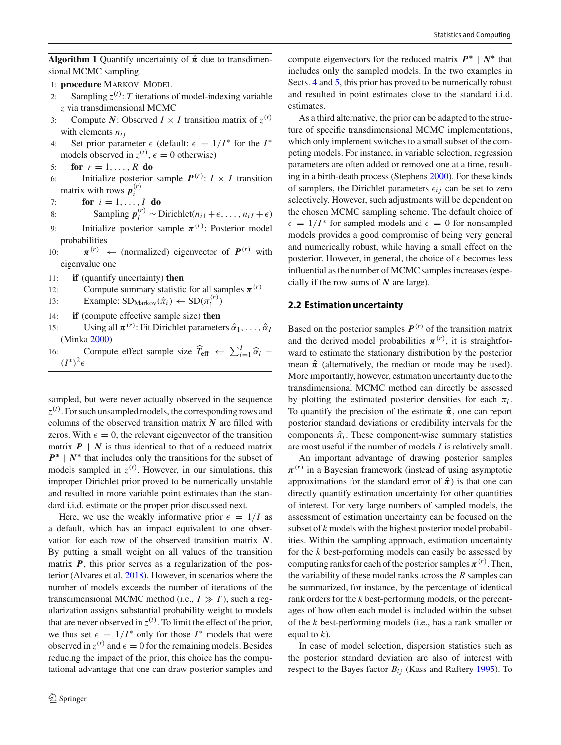**Algorithm 1** Quantify uncertainty of $\hat{\boldsymbol{\pi}}$ due to transdimensional MCMC sampling.

1: **procedure** MARKOV MODEL
2: Sampling $z^{(t)}$: $T$ iterations of model-indexing variable $z$ via transdimensional MCMC
3: Compute $\boldsymbol{N}$: Observed $I \times I$ transition matrix of $z^{(t)}$ with elements $n_{ij}$
4: Set prior parameter $\epsilon$ (default: $\epsilon = 1/I^*$ for the $I^*$ models observed in $z^{(t)}$, $\epsilon = 0$ otherwise)
5: **for** $r = 1, \ldots, R$ **do**
6: Initialize posterior sample $\boldsymbol{P}^{(r)}$: $I \times I$ transition matrix with rows $\boldsymbol{p}_i^{(r)}$
7: **for** $i = 1, \ldots, I$ **do**
8: Sampling $\boldsymbol{p}_i^{(r)} \sim \text{Dirichlet}(n_{i1} + \epsilon, \ldots, n_{iI} + \epsilon)$
9: Initialize posterior sample $\boldsymbol{\pi}^{(r)}$: Posterior model probabilities
10: $\boldsymbol{\pi}^{(r)} \leftarrow$ (normalized) eigenvector of $\boldsymbol{P}^{(r)}$ with eigenvalue one
11: **if** (quantify uncertainty) **then**
12: Compute summary statistic for all samples $\boldsymbol{\pi}^{(r)}$
13: Example: $\text{SD}_{\text{Markov}}(\hat{\pi}_i) \leftarrow \text{SD}(\pi_i^{(r)})$
14: **if** (compute effective sample size) **then**
15: Using all $\boldsymbol{\pi}^{(r)}$: Fit Dirichlet parameters $\hat{\alpha}_1, \ldots, \hat{\alpha}_I$ (Minka 2000)
16: Compute effect sample size $\widehat{T}_{\text{eff}} \leftarrow \sum_{i=1}^{I} \widehat{\alpha}_i - (I^*)^2 \epsilon$

sampled, but were never actually observed in the sequence $z^{(t)}$. For such unsampled models, the corresponding rows and columns of the observed transition matrix $\boldsymbol{N}$ are filled with zeros. With $\epsilon = 0$, the relevant eigenvector of the transition matrix $\boldsymbol{P} \mid \boldsymbol{N}$ is thus identical to that of a reduced matrix $\boldsymbol{P^*} \mid \boldsymbol{N^*}$ that includes only the transitions for the subset of models sampled in $z^{(t)}$. However, in our simulations, this improper Dirichlet prior proved to be numerically unstable and resulted in more variable point estimates than the standard i.i.d. estimate or the proper prior discussed next.

Here, we use the weakly informative prior $\epsilon = 1/I$ as a default, which has an impact equivalent to one observation for each row of the observed transition matrix $\boldsymbol{N}$. By putting a small weight on all values of the transition matrix $\boldsymbol{P}$, this prior serves as a regularization of the posterior (Alvares et al. 2018). However, in scenarios where the number of models exceeds the number of iterations of the transdimensional MCMC method (i.e., $I \gg T$), such a regularization assigns substantial probability weight to models that are never observed in $z^{(t)}$. To limit the effect of the prior, we thus set $\epsilon = 1/I^*$ only for those $I^*$ models that were observed in $z^{(t)}$ and $\epsilon = 0$ for the remaining models. Besides reducing the impact of the prior, this choice has the computational advantage that one can draw posterior samples and compute eigenvectors for the reduced matrix $\boldsymbol{P^*} \mid \boldsymbol{N^*}$ that includes only the sampled models. In the two examples in Sects. 4 and 5, this prior has proved to be numerically robust and resulted in point estimates close to the standard i.i.d. estimates.

As a third alternative, the prior can be adapted to the structure of specific transdimensional MCMC implementations, which only implement switches to a small subset of the competing models. For instance, in variable selection, regression parameters are often added or removed one at a time, resulting in a birth-death process (Stephens 2000). For these kinds of samplers, the Dirichlet parameters $\epsilon_{ij}$ can be set to zero selectively. However, such adjustments will be dependent on the chosen MCMC sampling scheme. The default choice of $\epsilon = 1/I^*$ for sampled models and $\epsilon = 0$ for nonsampled models provides a good compromise of being very general and numerically robust, while having a small effect on the posterior. However, in general, the choice of $\epsilon$ becomes less influential as the number of MCMC samples increases (especially if the row sums of $\boldsymbol{N}$ are large).

### 2.2 Estimation uncertainty

Based on the posterior samples $\boldsymbol{P}^{(r)}$ of the transition matrix and the derived model probabilities $\boldsymbol{\pi}^{(r)}$, it is straightforward to estimate the stationary distribution by the posterior mean $\hat{\boldsymbol{\pi}}$ (alternatively, the median or mode may be used). More importantly, however, estimation uncertainty due to the transdimensional MCMC method can directly be assessed by plotting the estimated posterior densities for each $\pi_i$. To quantify the precision of the estimate $\hat{\boldsymbol{\pi}}$, one can report posterior standard deviations or credibility intervals for the components $\hat{\pi}_i$. These component-wise summary statistics are most useful if the number of models $I$ is relatively small.

An important advantage of drawing posterior samples $\boldsymbol{\pi}^{(r)}$ in a Bayesian framework (instead of using asymptotic approximations for the standard error of $\hat{\boldsymbol{\pi}}$) is that one can directly quantify estimation uncertainty for other quantities of interest. For very large numbers of sampled models, the assessment of estimation uncertainty can be focused on the subset of $k$ models with the highest posterior model probabilities. Within the sampling approach, estimation uncertainty for the $k$ best-performing models can easily be assessed by computing ranks for each of the posterior samples $\boldsymbol{\pi}^{(r)}$. Then, the variability of these model ranks across the $R$ samples can be summarized, for instance, by the percentage of identical rank orders for the $k$ best-performing models, or the percentages of how often each model is included within the subset of the $k$ best-performing models (i.e., has a rank smaller or equal to $k$).

In case of model selection, dispersion statistics such as the posterior standard deviation are also of interest with respect to the Bayes factor $B_{ij}$ (Kass and Raftery 1995). To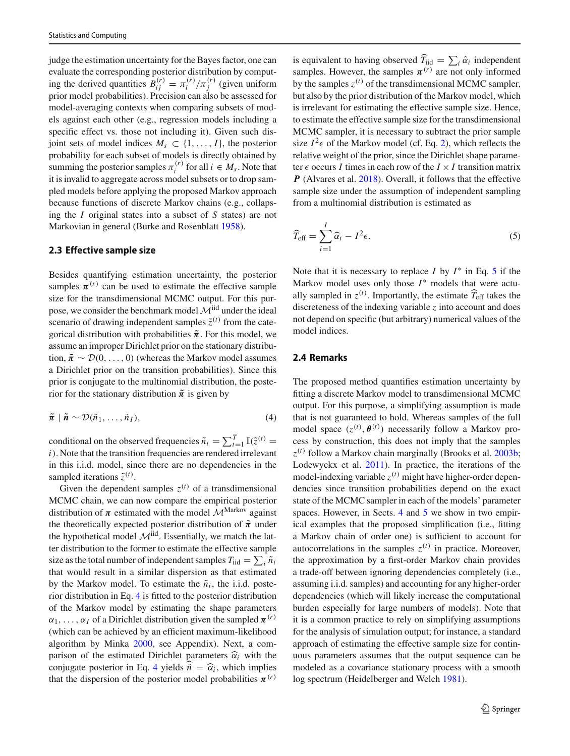judge the estimation uncertainty for the Bayes factor, one can evaluate the corresponding posterior distribution by computing the derived quantities $B_{ij}^{(r)} = \pi_i^{(r)}/\pi_j^{(r)}$ (given uniform prior model probabilities). Precision can also be assessed for model-averaging contexts when comparing subsets of models against each other (e.g., regression models including a specific effect vs. those not including it). Given such disjoint sets of model indices $M_s \subset \{1, \ldots, I\}$, the posterior probability for each subset of models is directly obtained by summing the posterior samples $\pi_i^{(r)}$ for all $i \in M_s$. Note that it is invalid to aggregate across model subsets or to drop sampled models before applying the proposed Markov approach because functions of discrete Markov chains (e.g., collapsing the $I$ original states into a subset of $S$ states) are not Markovian in general (Burke and Rosenblatt 1958).

### 2.3 Effective sample size

Besides quantifying estimation uncertainty, the posterior samples $\boldsymbol{\pi}^{(r)}$ can be used to estimate the effective sample size for the transdimensional MCMC output. For this purpose, we consider the benchmark model $\mathcal{M}^{\text{iid}}$ under the ideal scenario of drawing independent samples $\tilde{z}^{(t)}$ from the categorical distribution with probabilities $\tilde{\boldsymbol{\pi}}$. For this model, we assume an improper Dirichlet prior on the stationary distribution, $\tilde{\boldsymbol{\pi}} \sim \mathcal{D}(0, \ldots, 0)$ (whereas the Markov model assumes a Dirichlet prior on the transition probabilities). Since this prior is conjugate to the multinomial distribution, the posterior for the stationary distribution $\tilde{\boldsymbol{\pi}}$ is given by

$$\tilde{\boldsymbol{\pi}} \mid \tilde{\boldsymbol{n}} \sim \mathcal{D}(\tilde{n}_1, \ldots, \tilde{n}_I), \tag{4}$$

conditional on the observed frequencies $\tilde{n}_i = \sum_{t=1}^{T} \mathbb{I}(\tilde{z}^{(t)} = i)$. Note that the transition frequencies are rendered irrelevant in this i.i.d. model, since there are no dependencies in the sampled iterations $\tilde{z}^{(t)}$.

Given the dependent samples $z^{(t)}$ of a transdimensional MCMC chain, we can now compare the empirical posterior distribution of $\boldsymbol{\pi}$ estimated with the model $\mathcal{M}^{\text{Markov}}$ against the theoretically expected posterior distribution of $\tilde{\boldsymbol{\pi}}$ under the hypothetical model $\mathcal{M}^{\text{iid}}$. Essentially, we match the latter distribution to the former to estimate the effective sample size as the total number of independent samples $T_{\text{iid}} = \sum_i \tilde{n}_i$ that would result in a similar dispersion as that estimated by the Markov model. To estimate the $\tilde{n}_i$, the i.i.d. posterior distribution in Eq. 4 is fitted to the posterior distribution of the Markov model by estimating the shape parameters $\alpha_1, \ldots, \alpha_I$ of a Dirichlet distribution given the sampled $\boldsymbol{\pi}^{(r)}$ (which can be achieved by an efficient maximum-likelihood algorithm by Minka 2000, see Appendix). Next, a comparison of the estimated Dirichlet parameters $\widehat{\alpha}_i$ with the conjugate posterior in Eq. 4 yields $\widehat{\tilde{n}} = \widehat{\alpha}_i$, which implies that the dispersion of the posterior model probabilities $\boldsymbol{\pi}^{(r)}$ is equivalent to having observed $\widehat{T}_{\text{iid}} = \sum_i \hat{\alpha}_i$ independent samples. However, the samples $\boldsymbol{\pi}^{(r)}$ are not only informed by the samples $z^{(t)}$ of the transdimensional MCMC sampler, but also by the prior distribution of the Markov model, which is irrelevant for estimating the effective sample size. Hence, to estimate the effective sample size for the transdimensional MCMC sampler, it is necessary to subtract the prior sample size $I^2\epsilon$ of the Markov model (cf. Eq. 2), which reflects the relative weight of the prior, since the Dirichlet shape parameter $\epsilon$ occurs $I$ times in each row of the $I \times I$ transition matrix $\boldsymbol{P}$ (Alvares et al. 2018). Overall, it follows that the effective sample size under the assumption of independent sampling from a multinomial distribution is estimated as

$$\widehat{T}_{\text{eff}} = \sum_{i=1}^{I} \widehat{\alpha}_i - I^2\epsilon. \tag{5}$$

Note that it is necessary to replace $I$ by $I^*$ in Eq. 5 if the Markov model uses only those $I^*$ models that were actually sampled in $z^{(t)}$. Importantly, the estimate $\widehat{T}_{\text{eff}}$ takes the discreteness of the indexing variable $z$ into account and does not depend on specific (but arbitrary) numerical values of the model indices.

### 2.4 Remarks

The proposed method quantifies estimation uncertainty by fitting a discrete Markov model to transdimensional MCMC output. For this purpose, a simplifying assumption is made that is not guaranteed to hold. Whereas samples of the full model space $(z^{(t)}, \boldsymbol{\theta}^{(t)})$ necessarily follow a Markov process by construction, this does not imply that the samples $z^{(t)}$ follow a Markov chain marginally (Brooks et al. 2003b; Lodewyckx et al. 2011). In practice, the iterations of the model-indexing variable $z^{(t)}$ might have higher-order dependencies since transition probabilities depend on the exact state of the MCMC sampler in each of the models' parameter spaces. However, in Sects. 4 and 5 we show in two empirical examples that the proposed simplification (i.e., fitting a Markov chain of order one) is sufficient to account for autocorrelations in the samples $z^{(t)}$ in practice. Moreover, the approximation by a first-order Markov chain provides a trade-off between ignoring dependencies completely (i.e., assuming i.i.d. samples) and accounting for any higher-order dependencies (which will likely increase the computational burden especially for large numbers of models). Note that it is a common practice to rely on simplifying assumptions for the analysis of simulation output; for instance, a standard approach of estimating the effective sample size for continuous parameters assumes that the output sequence can be modeled as a covariance stationary process with a smooth log spectrum (Heidelberger and Welch 1981).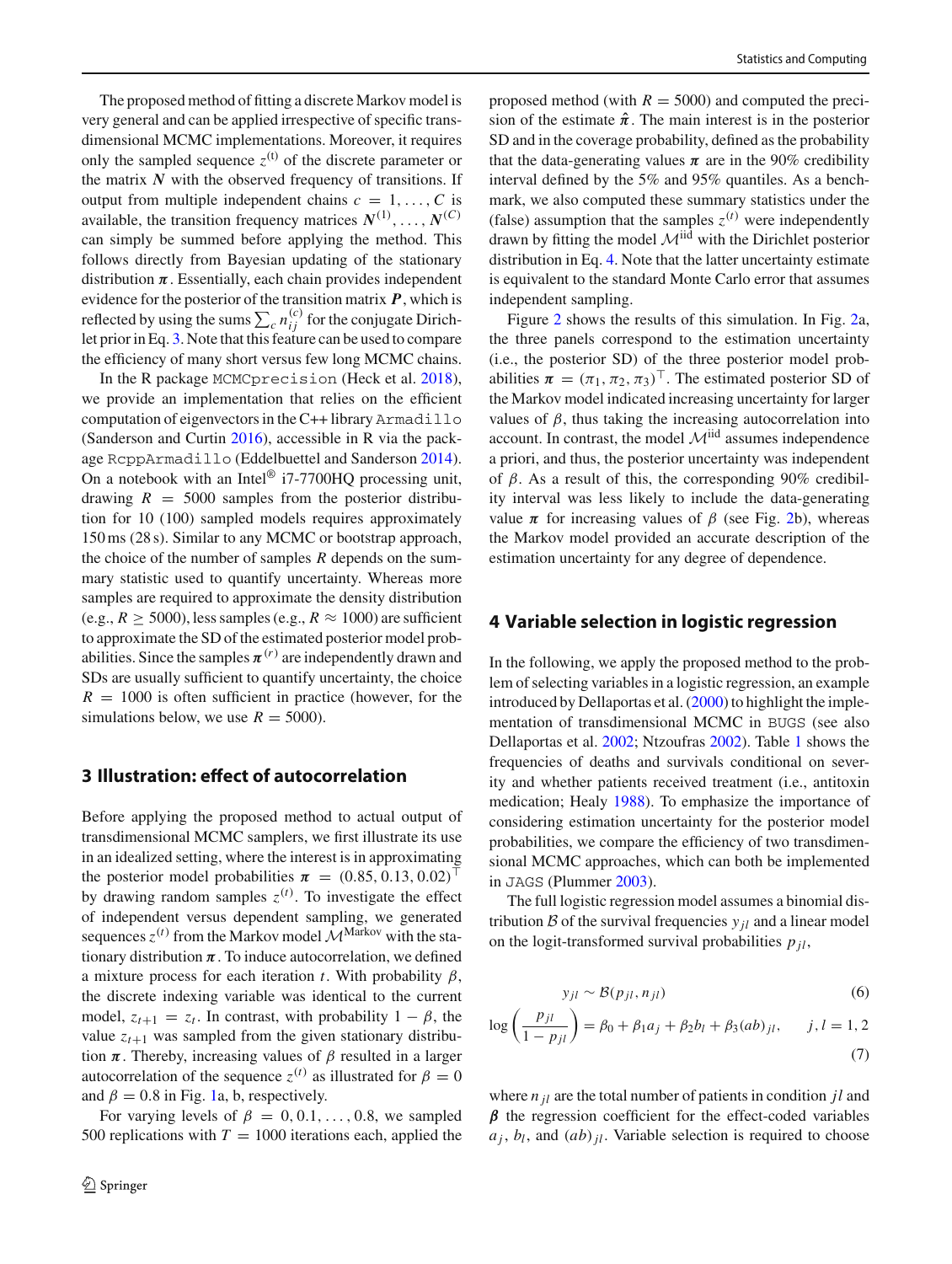The proposed method of fitting a discrete Markov model is very general and can be applied irrespective of specific transdimensional MCMC implementations. Moreover, it requires only the sampled sequence $z^{(t)}$ of the discrete parameter or the matrix $\boldsymbol{N}$ with the observed frequency of transitions. If output from multiple independent chains $c = 1, \ldots, C$ is available, the transition frequency matrices $\boldsymbol{N}^{(1)}, \ldots, \boldsymbol{N}^{(C)}$ can simply be summed before applying the method. This follows directly from Bayesian updating of the stationary distribution $\boldsymbol{\pi}$. Essentially, each chain provides independent evidence for the posterior of the transition matrix $\boldsymbol{P}$, which is reflected by using the sums $\sum_c n_{ij}^{(c)}$ for the conjugate Dirichlet prior in Eq. 3. Note that this feature can be used to compare the efficiency of many short versus few long MCMC chains.

In the R package `MCMCprecision` (Heck et al. 2018), we provide an implementation that relies on the efficient computation of eigenvectors in the C++ library `Armadillo` (Sanderson and Curtin 2016), accessible in R via the package `RcppArmadillo` (Eddelbuettel and Sanderson 2014). On a notebook with an Intel® i7-7700HQ processing unit, drawing $R = 5000$ samples from the posterior distribution for 10 (100) sampled models requires approximately 150 ms (28 s). Similar to any MCMC or bootstrap approach, the choice of the number of samples $R$ depends on the summary statistic used to quantify uncertainty. Whereas more samples are required to approximate the density distribution (e.g., $R \geq 5000$), less samples (e.g., $R \approx 1000$) are sufficient to approximate the SD of the estimated posterior model probabilities. Since the samples $\boldsymbol{\pi}^{(r)}$ are independently drawn and SDs are usually sufficient to quantify uncertainty, the choice $R = 1000$ is often sufficient in practice (however, for the simulations below, we use $R = 5000$).

## 3 Illustration: effect of autocorrelation

Before applying the proposed method to actual output of transdimensional MCMC samplers, we first illustrate its use in an idealized setting, where the interest is in approximating the posterior model probabilities $\boldsymbol{\pi} = (0.85, 0.13, 0.02)^\top$ by drawing random samples $z^{(t)}$. To investigate the effect of independent versus dependent sampling, we generated sequences $z^{(t)}$ from the Markov model $\mathcal{M}^{\text{Markov}}$ with the stationary distribution $\boldsymbol{\pi}$. To induce autocorrelation, we defined a mixture process for each iteration $t$. With probability $\beta$, the discrete indexing variable was identical to the current model, $z_{t+1} = z_t$. In contrast, with probability $1 - \beta$, the value $z_{t+1}$ was sampled from the given stationary distribution $\boldsymbol{\pi}$. Thereby, increasing values of $\beta$ resulted in a larger autocorrelation of the sequence $z^{(t)}$ as illustrated for $\beta = 0$ and $\beta = 0.8$ in Fig. 1a, b, respectively.

For varying levels of $\beta = 0, 0.1, \ldots, 0.8$, we sampled 500 replications with $T = 1000$ iterations each, applied the proposed method (with $R = 5000$) and computed the precision of the estimate $\hat{\boldsymbol{\pi}}$. The main interest is in the posterior SD and in the coverage probability, defined as the probability that the data-generating values $\boldsymbol{\pi}$ are in the 90% credibility interval defined by the 5% and 95% quantiles. As a benchmark, we also computed these summary statistics under the (false) assumption that the samples $z^{(t)}$ were independently drawn by fitting the model $\mathcal{M}^{\text{iid}}$ with the Dirichlet posterior distribution in Eq. 4. Note that the latter uncertainty estimate is equivalent to the standard Monte Carlo error that assumes independent sampling.

Figure 2 shows the results of this simulation. In Fig. 2a, the three panels correspond to the estimation uncertainty (i.e., the posterior SD) of the three posterior model probabilities $\boldsymbol{\pi} = (\pi_1, \pi_2, \pi_3)^\top$. The estimated posterior SD of the Markov model indicated increasing uncertainty for larger values of $\beta$, thus taking the increasing autocorrelation into account. In contrast, the model $\mathcal{M}^{\text{iid}}$ assumes independence a priori, and thus, the posterior uncertainty was independent of $\beta$. As a result of this, the corresponding 90% credibility interval was less likely to include the data-generating value $\boldsymbol{\pi}$ for increasing values of $\beta$ (see Fig. 2b), whereas the Markov model provided an accurate description of the estimation uncertainty for any degree of dependence.

## 4 Variable selection in logistic regression

In the following, we apply the proposed method to the problem of selecting variables in a logistic regression, an example introduced by Dellaportas et al. (2000) to highlight the implementation of transdimensional MCMC in `BUGS` (see also Dellaportas et al. 2002; Ntzoufras 2002). Table 1 shows the frequencies of deaths and survivals conditional on severity and whether patients received treatment (i.e., antitoxin medication; Healy 1988). To emphasize the importance of considering estimation uncertainty for the posterior model probabilities, we compare the efficiency of two transdimensional MCMC approaches, which can both be implemented in `JAGS` (Plummer 2003).

The full logistic regression model assumes a binomial distribution $\mathcal{B}$ of the survival frequencies $y_{jl}$ and a linear model on the logit-transformed survival probabilities $p_{jl}$,

$$y_{jl} \sim \mathcal{B}(p_{jl}, n_{jl}) \tag{6}$$

$$\log\left(\frac{p_{jl}}{1 - p_{jl}}\right) = \beta_0 + \beta_1 a_j + \beta_2 b_l + \beta_3 (ab)_{jl}, \qquad j, l = 1, 2 \tag{7}$$

where $n_{jl}$ are the total number of patients in condition $jl$ and $\boldsymbol{\beta}$ the regression coefficient for the effect-coded variables $a_j$, $b_l$, and $(ab)_{jl}$. Variable selection is required to choose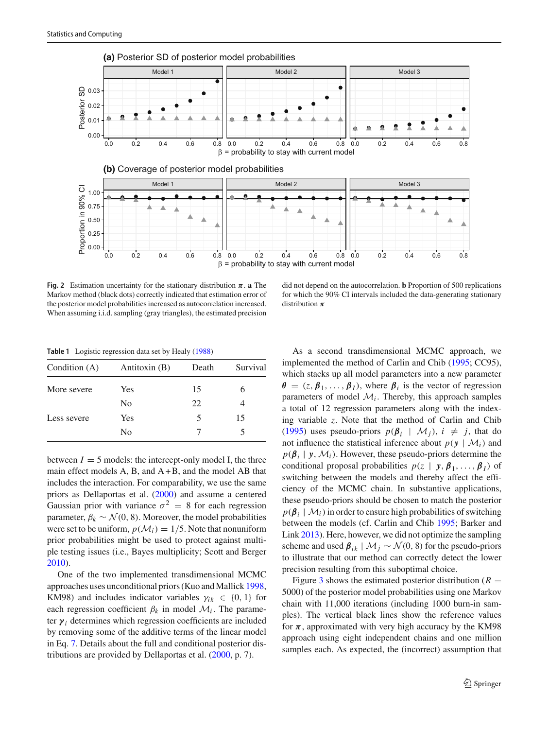**Fig. 2** Estimation uncertainty for the stationary distribution $\boldsymbol{\pi}$. **a** The Markov method (black dots) correctly indicated that estimation error of the posterior model probabilities increased as autocorrelation increased. When assuming i.i.d. sampling (gray triangles), the estimated precision did not depend on the autocorrelation. **b** Proportion of 500 replications for which the 90% CI intervals included the data-generating stationary distribution $\boldsymbol{\pi}$

**Table 1** Logistic regression data set by Healy (1988)

| Condition (A) | Antitoxin (B) | Death | Survival |
|---|---|---|---|
| More severe | Yes | 15 | 6 |
| | No | 22 | 4 |
| Less severe | Yes | 5 | 15 |
| | No | 7 | 5 |

between $I = 5$ models: the intercept-only model I, the three main effect models A, B, and A+B, and the model AB that includes the interaction. For comparability, we use the same priors as Dellaportas et al. (2000) and assume a centered Gaussian prior with variance $\sigma^2 = 8$ for each regression parameter, $\beta_k \sim \mathcal{N}(0, 8)$. Moreover, the model probabilities were set to be uniform, $p(\mathcal{M}_i) = 1/5$. Note that nonuniform prior probabilities might be used to protect against multiple testing issues (i.e., Bayes multiplicity; Scott and Berger 2010).

One of the two implemented transdimensional MCMC approaches uses unconditional priors (Kuo and Mallick 1998, KM98) and includes indicator variables $\gamma_{ik} \in \{0, 1\}$ for each regression coefficient $\beta_k$ in model $\mathcal{M}_i$. The parameter $\boldsymbol{\gamma}_i$ determines which regression coefficients are included by removing some of the additive terms of the linear model in Eq. 7. Details about the full and conditional posterior distributions are provided by Dellaportas et al. (2000, p. 7).

As a second transdimensional MCMC approach, we implemented the method of Carlin and Chib (1995; CC95), which stacks up all model parameters into a new parameter $\boldsymbol{\theta} = (z, \boldsymbol{\beta}_1, \ldots, \boldsymbol{\beta}_I)$, where $\boldsymbol{\beta}_i$ is the vector of regression parameters of model $\mathcal{M}_i$. Thereby, this approach samples a total of 12 regression parameters along with the indexing variable $z$. Note that the method of Carlin and Chib (1995) uses pseudo-priors $p(\boldsymbol{\beta}_i \mid \mathcal{M}_j)$, $i \neq j$, that do not influence the statistical inference about $p(\boldsymbol{y} \mid \mathcal{M}_i)$ and $p(\boldsymbol{\beta}_i \mid \boldsymbol{y}, \mathcal{M}_i)$. However, these pseudo-priors determine the conditional proposal probabilities $p(z \mid \boldsymbol{y}, \boldsymbol{\beta}_1, \ldots, \boldsymbol{\beta}_I)$ of switching between the models and thereby affect the efficiency of the MCMC chain. In substantive applications, these pseudo-priors should be chosen to match the posterior $p(\boldsymbol{\beta}_i \mid \mathcal{M}_i)$ in order to ensure high probabilities of switching between the models (cf. Carlin and Chib 1995; Barker and Link 2013). Here, however, we did not optimize the sampling scheme and used $\boldsymbol{\beta}_{ik} \mid \mathcal{M}_j \sim \mathcal{N}(0, 8)$ for the pseudo-priors to illustrate that our method can correctly detect the lower precision resulting from this suboptimal choice.

Figure 3 shows the estimated posterior distribution ($R = 5000$) of the posterior model probabilities using one Markov chain with 11,000 iterations (including 1000 burn-in samples). The vertical black lines show the reference values for $\boldsymbol{\pi}$, approximated with very high accuracy by the KM98 approach using eight independent chains and one million samples each. As expected, the (incorrect) assumption that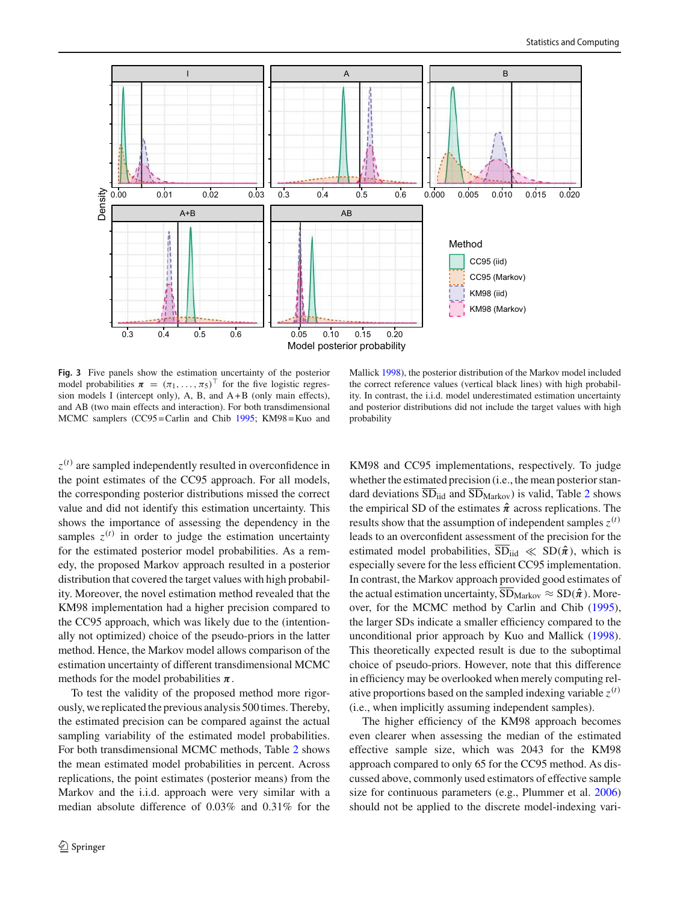**Fig. 3** Five panels show the estimation uncertainty of the posterior model probabilities $\boldsymbol{\pi} = (\pi_1, \ldots, \pi_5)^\top$ for the five logistic regression models I (intercept only), A, B, and A+B (only main effects), and AB (two main effects and interaction). For both transdimensional MCMC samplers (CC95 = Carlin and Chib 1995; KM98 = Kuo and Mallick 1998), the posterior distribution of the Markov model included the correct reference values (vertical black lines) with high probability. In contrast, the i.i.d. model underestimated estimation uncertainty and posterior distributions did not include the target values with high probability

$z^{(t)}$ are sampled independently resulted in overconfidence in the point estimates of the CC95 approach. For all models, the corresponding posterior distributions missed the correct value and did not identify this estimation uncertainty. This shows the importance of assessing the dependency in the samples $z^{(t)}$ in order to judge the estimation uncertainty for the estimated posterior model probabilities. As a remedy, the proposed Markov approach resulted in a posterior distribution that covered the target values with high probability. Moreover, the novel estimation method revealed that the KM98 implementation had a higher precision compared to the CC95 approach, which was likely due to the (intentionally not optimized) choice of the pseudo-priors in the latter method. Hence, the Markov model allows comparison of the estimation uncertainty of different transdimensional MCMC methods for the model probabilities $\boldsymbol{\pi}$.

To test the validity of the proposed method more rigorously, we replicated the previous analysis 500 times. Thereby, the estimated precision can be compared against the actual sampling variability of the estimated model probabilities. For both transdimensional MCMC methods, Table 2 shows the mean estimated model probabilities in percent. Across replications, the point estimates (posterior means) from the Markov and the i.i.d. approach were very similar with a median absolute difference of 0.03% and 0.31% for the KM98 and CC95 implementations, respectively. To judge whether the estimated precision (i.e., the mean posterior standard deviations $\overline{\text{SD}}_{\text{iid}}$ and $\overline{\text{SD}}_{\text{Markov}}$) is valid, Table 2 shows the empirical SD of the estimates $\hat{\boldsymbol{\pi}}$ across replications. The results show that the assumption of independent samples $z^{(t)}$ leads to an overconfident assessment of the precision for the estimated model probabilities, $\overline{\text{SD}}_{\text{iid}} \ll \text{SD}(\hat{\boldsymbol{\pi}})$, which is especially severe for the less efficient CC95 implementation. In contrast, the Markov approach provided good estimates of the actual estimation uncertainty, $\overline{\text{SD}}_{\text{Markov}} \approx \text{SD}(\hat{\boldsymbol{\pi}})$. Moreover, for the MCMC method by Carlin and Chib (1995), the larger SDs indicate a smaller efficiency compared to the unconditional prior approach by Kuo and Mallick (1998). This theoretically expected result is due to the suboptimal choice of pseudo-priors. However, note that this difference in efficiency may be overlooked when merely computing relative proportions based on the sampled indexing variable $z^{(t)}$ (i.e., when implicitly assuming independent samples).

The higher efficiency of the KM98 approach becomes even clearer when assessing the median of the estimated effective sample size, which was 2043 for the KM98 approach compared to only 65 for the CC95 method. As discussed above, commonly used estimators of effective sample size for continuous parameters (e.g., Plummer et al. 2006) should not be applied to the discrete model-indexing vari-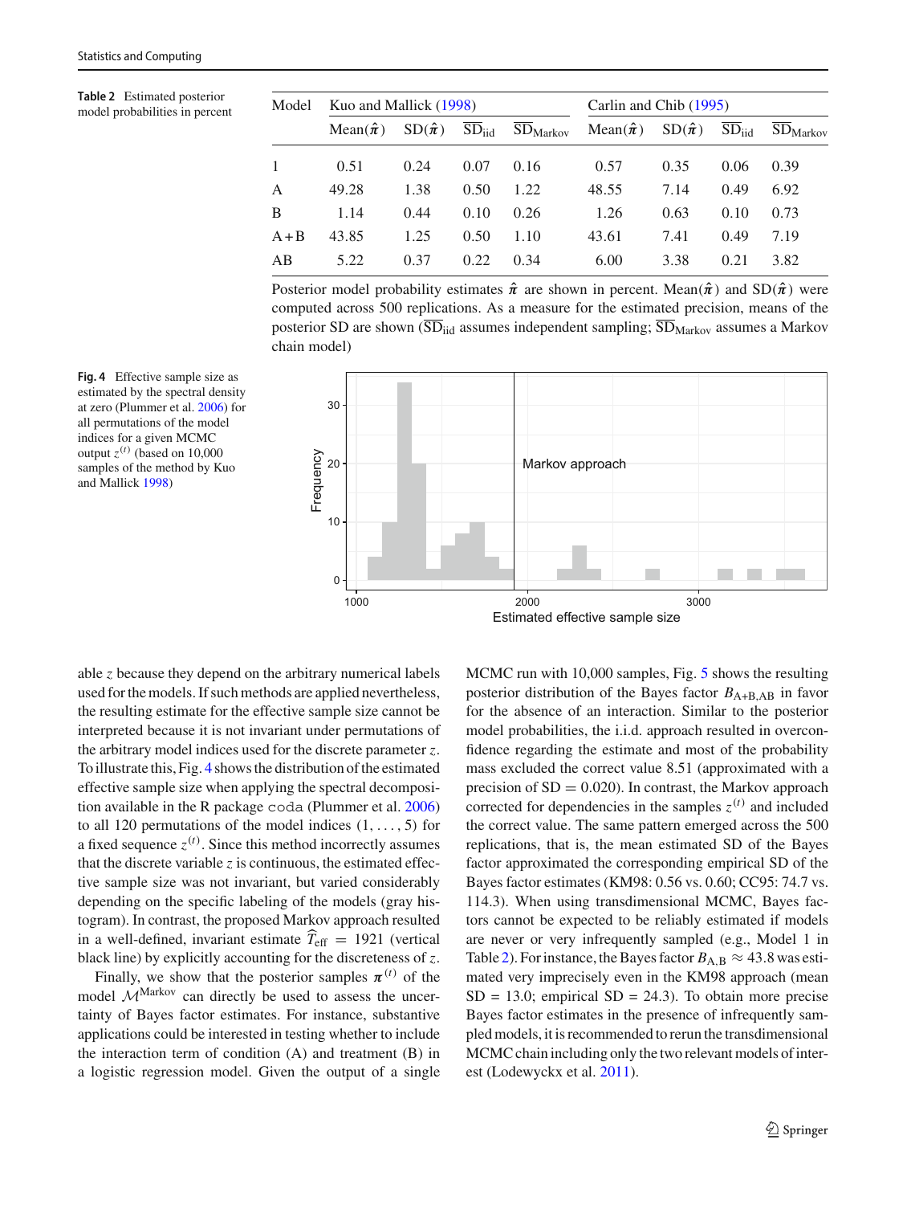**Table 2** Estimated posterior model probabilities in percent

| Model | Kuo and Mallick (1998) | | | | Carlin and Chib (1995) | | | |
|---|---|---|---|---|---|---|---|---|
| | Mean($\hat{\boldsymbol{\pi}}$) | SD($\hat{\boldsymbol{\pi}}$) | $\overline{\text{SD}}_{\text{iid}}$ | $\overline{\text{SD}}_{\text{Markov}}$ | Mean($\hat{\boldsymbol{\pi}}$) | SD($\hat{\boldsymbol{\pi}}$) | $\overline{\text{SD}}_{\text{iid}}$ | $\overline{\text{SD}}_{\text{Markov}}$ |
| 1 | 0.51 | 0.24 | 0.07 | 0.16 | 0.57 | 0.35 | 0.06 | 0.39 |
| A | 49.28 | 1.38 | 0.50 | 1.22 | 48.55 | 7.14 | 0.49 | 6.92 |
| B | 1.14 | 0.44 | 0.10 | 0.26 | 1.26 | 0.63 | 0.10 | 0.73 |
| A+B | 43.85 | 1.25 | 0.50 | 1.10 | 43.61 | 7.41 | 0.49 | 7.19 |
| AB | 5.22 | 0.37 | 0.22 | 0.34 | 6.00 | 3.38 | 0.21 | 3.82 |

Posterior model probability estimates $\hat{\boldsymbol{\pi}}$ are shown in percent. Mean($\hat{\boldsymbol{\pi}}$) and SD($\hat{\boldsymbol{\pi}}$) were computed across 500 replications. As a measure for the estimated precision, means of the posterior SD are shown ($\overline{\text{SD}}_{\text{iid}}$ assumes independent sampling; $\overline{\text{SD}}_{\text{Markov}}$ assumes a Markov chain model)

**Fig. 4** Effective sample size as estimated by the spectral density at zero (Plummer et al. 2006) for all permutations of the model indices for a given MCMC output $z^{(t)}$ (based on 10,000 samples of the method by Kuo and Mallick 1998)

able $z$ because they depend on the arbitrary numerical labels used for the models. If such methods are applied nevertheless, the resulting estimate for the effective sample size cannot be interpreted because it is not invariant under permutations of the arbitrary model indices used for the discrete parameter $z$. To illustrate this, Fig. 4 shows the distribution of the estimated effective sample size when applying the spectral decomposition available in the R package `coda` (Plummer et al. 2006) to all 120 permutations of the model indices $(1, \ldots, 5)$ for a fixed sequence $z^{(t)}$. Since this method incorrectly assumes that the discrete variable $z$ is continuous, the estimated effective sample size was not invariant, but varied considerably depending on the specific labeling of the models (gray histogram). In contrast, the proposed Markov approach resulted in a well-defined, invariant estimate $\widehat{T}_{\text{eff}} = 1921$ (vertical black line) by explicitly accounting for the discreteness of $z$.

Finally, we show that the posterior samples $\boldsymbol{\pi}^{(t)}$ of the model $\mathcal{M}^{\text{Markov}}$ can directly be used to assess the uncertainty of Bayes factor estimates. For instance, substantive applications could be interested in testing whether to include the interaction term of condition (A) and treatment (B) in a logistic regression model. Given the output of a single MCMC run with 10,000 samples, Fig. 5 shows the resulting posterior distribution of the Bayes factor $B_{\text{A+B,AB}}$ in favor for the absence of an interaction. Similar to the posterior model probabilities, the i.i.d. approach resulted in overconfidence regarding the estimate and most of the probability mass excluded the correct value 8.51 (approximated with a precision of SD = 0.020). In contrast, the Markov approach corrected for dependencies in the samples $z^{(t)}$ and included the correct value. The same pattern emerged across the 500 replications, that is, the mean estimated SD of the Bayes factor approximated the corresponding empirical SD of the Bayes factor estimates (KM98: 0.56 vs. 0.60; CC95: 74.7 vs. 114.3). When using transdimensional MCMC, Bayes factors cannot be expected to be reliably estimated if models are never or very infrequently sampled (e.g., Model 1 in Table 2). For instance, the Bayes factor $B_{\text{A,B}} \approx 43.8$ was estimated very imprecisely even in the KM98 approach (mean SD = 13.0; empirical SD = 24.3). To obtain more precise Bayes factor estimates in the presence of infrequently sampled models, it is recommended to rerun the transdimensional MCMC chain including only the two relevant models of interest (Lodewyckx et al. 2011).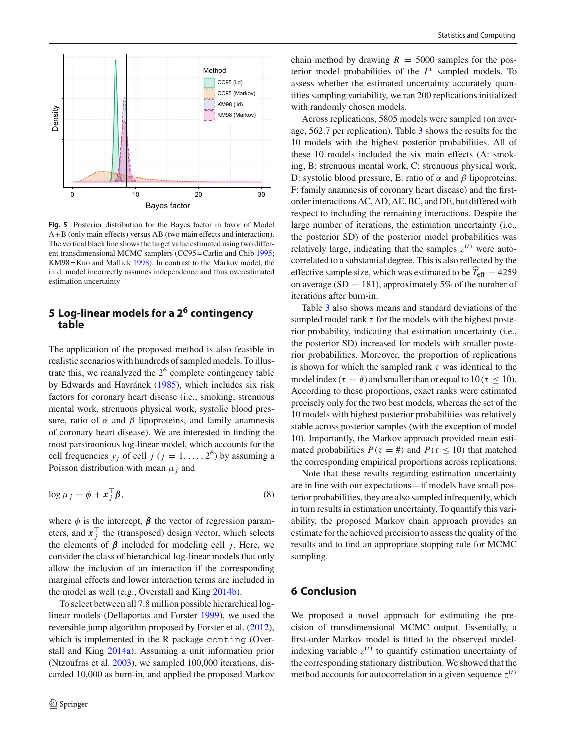Fig. 5 Posterior distribution for the Bayes factor in favor of Model A + B (only main effects) versus AB (two main effects and interaction). The vertical black line shows the target value estimated using two different transdimensional MCMC samplers (CC95 = Carlin and Chib 1995; KM98 = Kuo and Mallick 1998). In contrast to the Markov model, the i.i.d. model incorrectly assumes independence and thus overestimated estimation uncertainty

## 5 Log-linear models for a $2^6$ contingency table

The application of the proposed method is also feasible in realistic scenarios with hundreds of sampled models. To illustrate this, we reanalyzed the $2^6$ complete contingency table by Edwards and Havránek (1985), which includes six risk factors for coronary heart disease (i.e., smoking, strenuous mental work, strenuous physical work, systolic blood pressure, ratio of $\alpha$ and $\beta$ lipoproteins, and family anamnesis of coronary heart disease). We are interested in finding the most parsimonious log-linear model, which accounts for the cell frequencies $y_j$ of cell $j$ ($j = 1, \ldots, 2^6$) by assuming a Poisson distribution with mean $\mu_j$ and

$$\log \mu_j = \phi + \boldsymbol{x}_j^\top \boldsymbol{\beta}, \tag{8}$$

where $\phi$ is the intercept, $\boldsymbol{\beta}$ the vector of regression parameters, and $\boldsymbol{x}_j^\top$ the (transposed) design vector, which selects the elements of $\boldsymbol{\beta}$ included for modeling cell $j$. Here, we consider the class of hierarchical log-linear models that only allow the inclusion of an interaction if the corresponding marginal effects and lower interaction terms are included in the model as well (e.g., Overstall and King 2014b).

To select between all 7.8 million possible hierarchical log-linear models (Dellaportas and Forster 1999), we used the reversible jump algorithm proposed by Forster et al. (2012), which is implemented in the R package `conting` (Overstall and King 2014a). Assuming a unit information prior (Ntzoufras et al. 2003), we sampled 100,000 iterations, discarded 10,000 as burn-in, and applied the proposed Markov chain method by drawing $R = 5000$ samples for the posterior model probabilities of the $I^*$ sampled models. To assess whether the estimated uncertainty accurately quantifies sampling variability, we ran 200 replications initialized with randomly chosen models.

Across replications, 5805 models were sampled (on average, 562.7 per replication). Table 3 shows the results for the 10 models with the highest posterior probabilities. All of these 10 models included the six main effects (A: smoking, B: strenuous mental work, C: strenuous physical work, D: systolic blood pressure, E: ratio of $\alpha$ and $\beta$ lipoproteins, F: family anamnesis of coronary heart disease) and the first-order interactions AC, AD, AE, BC, and DE, but differed with respect to including the remaining interactions. Despite the large number of iterations, the estimation uncertainty (i.e., the posterior SD) of the posterior model probabilities was relatively large, indicating that the samples $z^{(t)}$ were autocorrelated to a substantial degree. This is also reflected by the effective sample size, which was estimated to be $\widehat{T}_{\text{eff}} = 4259$ on average (SD = 181), approximately 5% of the number of iterations after burn-in.

Table 3 also shows means and standard deviations of the sampled model rank $\tau$ for the models with the highest posterior probability, indicating that estimation uncertainty (i.e., the posterior SD) increased for models with smaller posterior probabilities. Moreover, the proportion of replications is shown for which the sampled rank $\tau$ was identical to the model index ($\tau = \#$) and smaller than or equal to 10 ($\tau \leq 10$). According to these proportions, exact ranks were estimated precisely only for the two best models, whereas the set of the 10 models with highest posterior probabilities was relatively stable across posterior samples (with the exception of model 10). Importantly, the Markov approach provided mean estimated probabilities $\overline{P(\tau = \#)}$ and $\overline{P(\tau \leq 10)}$ that matched the corresponding empirical proportions across replications.

Note that these results regarding estimation uncertainty are in line with our expectations—if models have small posterior probabilities, they are also sampled infrequently, which in turn results in estimation uncertainty. To quantify this variability, the proposed Markov chain approach provides an estimate for the achieved precision to assess the quality of the results and to find an appropriate stopping rule for MCMC sampling.

## 6 Conclusion

We proposed a novel approach for estimating the precision of transdimensional MCMC output. Essentially, a first-order Markov model is fitted to the observed model-indexing variable $z^{(t)}$ to quantify estimation uncertainty of the corresponding stationary distribution. We showed that the method accounts for autocorrelation in a given sequence $z^{(t)}$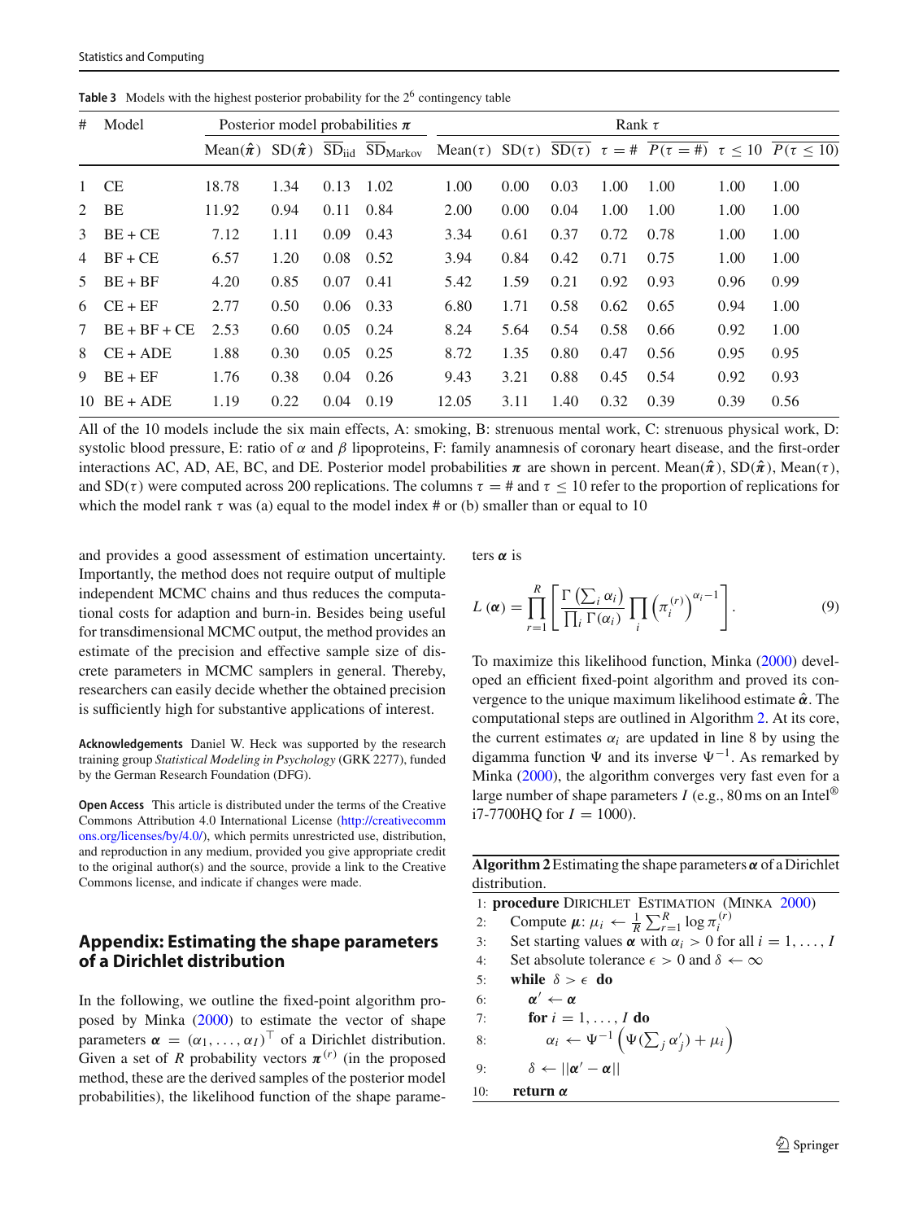**Table 3** Models with the highest posterior probability for the $2^6$ contingency table

| # | Model | Posterior model probabilities $\boldsymbol{\pi}$ | | | | Rank $\tau$ | | | | | | |
|---|---|---|---|---|---|---|---|---|---|---|---|---|
| | | Mean($\hat{\boldsymbol{\pi}}$) | SD($\hat{\boldsymbol{\pi}}$) | $\overline{\text{SD}}_{\text{iid}}$ | $\overline{\text{SD}}_{\text{Markov}}$ | Mean($\tau$) | SD($\tau$) | $\overline{\text{SD}}(\tau)$ | $\tau = \#$ | $\overline{P(\tau = \#)}$ | $\tau \leq 10$ | $\overline{P(\tau \leq 10)}$ |
| 1 | CE | 18.78 | 1.34 | 0.13 | 1.02 | 1.00 | 0.00 | 0.03 | 1.00 | 1.00 | 1.00 | 1.00 |
| 2 | BE | 11.92 | 0.94 | 0.11 | 0.84 | 2.00 | 0.00 | 0.04 | 1.00 | 1.00 | 1.00 | 1.00 |
| 3 | BE + CE | 7.12 | 1.11 | 0.09 | 0.43 | 3.34 | 0.61 | 0.37 | 0.72 | 0.78 | 1.00 | 1.00 |
| 4 | BF + CE | 6.57 | 1.20 | 0.08 | 0.52 | 3.94 | 0.84 | 0.42 | 0.71 | 0.75 | 1.00 | 1.00 |
| 5 | BE + BF | 4.20 | 0.85 | 0.07 | 0.41 | 5.42 | 1.59 | 0.21 | 0.92 | 0.93 | 0.96 | 0.99 |
| 6 | CE + EF | 2.77 | 0.50 | 0.06 | 0.33 | 6.80 | 1.71 | 0.58 | 0.62 | 0.65 | 0.94 | 1.00 |
| 7 | BE + BF + CE | 2.53 | 0.60 | 0.05 | 0.24 | 8.24 | 5.64 | 0.54 | 0.58 | 0.66 | 0.92 | 1.00 |
| 8 | CE + ADE | 1.88 | 0.30 | 0.05 | 0.25 | 8.72 | 1.35 | 0.80 | 0.47 | 0.56 | 0.95 | 0.95 |
| 9 | BE + EF | 1.76 | 0.38 | 0.04 | 0.26 | 9.43 | 3.21 | 0.88 | 0.45 | 0.54 | 0.92 | 0.93 |
| 10 | BE + ADE | 1.19 | 0.22 | 0.04 | 0.19 | 12.05 | 3.11 | 1.40 | 0.32 | 0.39 | 0.39 | 0.56 |

All of the 10 models include the six main effects, A: smoking, B: strenuous mental work, C: strenuous physical work, D: systolic blood pressure, E: ratio of $\alpha$ and $\beta$ lipoproteins, F: family anamnesis of coronary heart disease, and the first-order interactions AC, AD, AE, BC, and DE. Posterior model probabilities $\boldsymbol{\pi}$ are shown in percent. Mean($\hat{\boldsymbol{\pi}}$), SD($\hat{\boldsymbol{\pi}}$), Mean($\tau$), and SD($\tau$) were computed across 200 replications. The columns $\tau = \#$ and $\tau \leq 10$ refer to the proportion of replications for which the model rank $\tau$ was (a) equal to the model index # or (b) smaller than or equal to 10

and provides a good assessment of estimation uncertainty. Importantly, the method does not require output of multiple independent MCMC chains and thus reduces the computational costs for adaption and burn-in. Besides being useful for transdimensional MCMC output, the method provides an estimate of the precision and effective sample size of discrete parameters in MCMC samplers in general. Thereby, researchers can easily decide whether the obtained precision is sufficiently high for substantive applications of interest.

**Acknowledgements** Daniel W. Heck was supported by the research training group *Statistical Modeling in Psychology* (GRK 2277), funded by the German Research Foundation (DFG).

**Open Access** This article is distributed under the terms of the Creative Commons Attribution 4.0 International License (http://creativecommons.org/licenses/by/4.0/), which permits unrestricted use, distribution, and reproduction in any medium, provided you give appropriate credit to the original author(s) and the source, provide a link to the Creative Commons license, and indicate if changes were made.

## Appendix: Estimating the shape parameters of a Dirichlet distribution

In the following, we outline the fixed-point algorithm proposed by Minka (2000) to estimate the vector of shape parameters $\boldsymbol{\alpha} = (\alpha_1, \ldots, \alpha_I)^\top$ of a Dirichlet distribution. Given a set of $R$ probability vectors $\boldsymbol{\pi}^{(r)}$ (in the proposed method, these are the derived samples of the posterior model probabilities), the likelihood function of the shape parameters $\boldsymbol{\alpha}$ is

$$L(\boldsymbol{\alpha}) = \prod_{r=1}^{R} \left[ \frac{\Gamma\left(\sum_i \alpha_i\right)}{\prod_i \Gamma(\alpha_i)} \prod_i \left(\pi_i^{(r)}\right)^{\alpha_i - 1} \right]. \tag{9}$$

To maximize this likelihood function, Minka (2000) developed an efficient fixed-point algorithm and proved its convergence to the unique maximum likelihood estimate $\hat{\boldsymbol{\alpha}}$. The computational steps are outlined in Algorithm 2. At its core, the current estimates $\alpha_i$ are updated in line 8 by using the digamma function $\Psi$ and its inverse $\Psi^{-1}$. As remarked by Minka (2000), the algorithm converges very fast even for a large number of shape parameters $I$ (e.g., 80 ms on an Intel® i7-7700HQ for $I = 1000$).

**Algorithm 2** Estimating the shape parameters $\boldsymbol{\alpha}$ of a Dirichlet distribution.

1: **procedure** Dirichlet Estimation (Minka 2000)
2: Compute $\boldsymbol{\mu}$: $\mu_i \leftarrow \frac{1}{R}\sum_{r=1}^{R} \log \pi_i^{(r)}$
3: Set starting values $\boldsymbol{\alpha}$ with $\alpha_i > 0$ for all $i = 1, \ldots, I$
4: Set absolute tolerance $\epsilon > 0$ and $\delta \leftarrow \infty$
5: **while** $\delta > \epsilon$ **do**
6: $\boldsymbol{\alpha}' \leftarrow \boldsymbol{\alpha}$
7: **for** $i = 1, \ldots, I$ **do**
8: $\alpha_i \leftarrow \Psi^{-1}\left(\Psi(\sum_j \alpha'_j) + \mu_i\right)$
9: $\delta \leftarrow ||\boldsymbol{\alpha}' - \boldsymbol{\alpha}||$
10: **return** $\boldsymbol{\alpha}$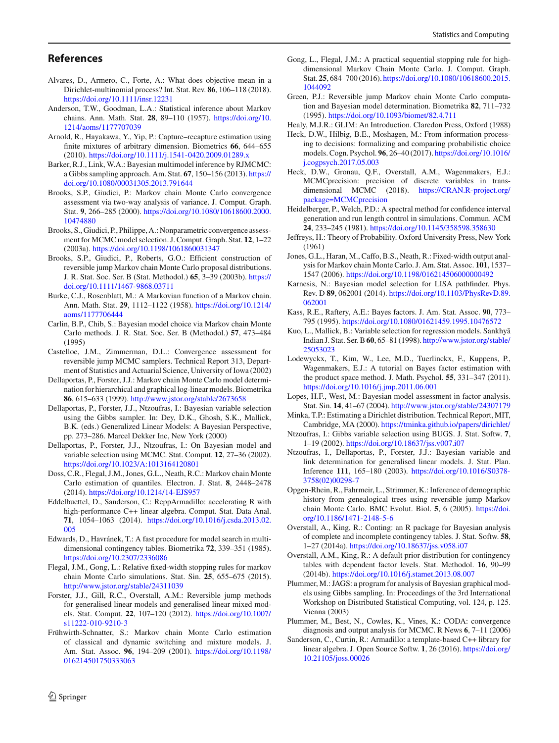## References

Alvares, D., Armero, C., Forte, A.: What does objective mean in a Dirichlet-multinomial process? Int. Stat. Rev. **86**, 106–118 (2018). https://doi.org/10.1111/insr.12231

Anderson, T.W., Goodman, L.A.: Statistical inference about Markov chains. Ann. Math. Stat. **28**, 89–110 (1957). https://doi.org/10.1214/aoms/1177707039

Arnold, R., Hayakawa, Y., Yip, P.: Capture–recapture estimation using finite mixtures of arbitrary dimension. Biometrics **66**, 644–655 (2010). https://doi.org/10.1111/j.1541-0420.2009.01289.x

Barker, R.J., Link, W.A.: Bayesian multimodel inference by RJMCMC: a Gibbs sampling approach. Am. Stat. **67**, 150–156 (2013). https://doi.org/10.1080/00031305.2013.791644

Brooks, S.P., Giudici, P.: Markov chain Monte Carlo convergence assessment via two-way analysis of variance. J. Comput. Graph. Stat. **9**, 266–285 (2000). https://doi.org/10.1080/10618600.2000.10474880

Brooks, S., Giudici, P., Philippe, A.: Nonparametric convergence assessment for MCMC model selection. J. Comput. Graph. Stat. **12**, 1–22 (2003a). https://doi.org/10.1198/1061860031347

Brooks, S.P., Giudici, P., Roberts, G.O.: Efficient construction of reversible jump Markov chain Monte Carlo proposal distributions. J. R. Stat. Soc. Ser. B (Stat. Methodol.) **65**, 3–39 (2003b). https://doi.org/10.1111/1467-9868.03711

Burke, C.J., Rosenblatt, M.: A Markovian function of a Markov chain. Ann. Math. Stat. **29**, 1112–1122 (1958). https://doi.org/10.1214/aoms/1177706444

Carlin, B.P., Chib, S.: Bayesian model choice via Markov chain Monte Carlo methods. J. R. Stat. Soc. Ser. B (Methodol.) **57**, 473–484 (1995)

Castelloe, J.M., Zimmerman, D.L.: Convergence assessment for reversible jump MCMC samplers. Technical Report 313, Department of Statistics and Actuarial Science, University of Iowa (2002)

Dellaportas, P., Forster, J.J.: Markov chain Monte Carlo model determination for hierarchical and graphical log-linear models. Biometrika **86**, 615–633 (1999). http://www.jstor.org/stable/2673658

Dellaportas, P., Forster, J.J., Ntzoufras, I.: Bayesian variable selection using the Gibbs sampler. In: Dey, D.K., Ghosh, S.K., Mallick, B.K. (eds.) Generalized Linear Models: A Bayesian Perspective, pp. 273–286. Marcel Dekker Inc, New York (2000)

Dellaportas, P., Forster, J.J., Ntzoufras, I.: On Bayesian model and variable selection using MCMC. Stat. Comput. **12**, 27–36 (2002). https://doi.org/10.1023/A:1013164120801

Doss, C.R., Flegal, J.M., Jones, G.L., Neath, R.C.: Markov chain Monte Carlo estimation of quantiles. Electron. J. Stat. **8**, 2448–2478 (2014). https://doi.org/10.1214/14-EJS957

Eddelbuettel, D., Sanderson, C.: RcppArmadillo: accelerating R with high-performance C++ linear algebra. Comput. Stat. Data Anal. **71**, 1054–1063 (2014). https://doi.org/10.1016/j.csda.2013.02.005

Edwards, D., Havránek, T.: A fast procedure for model search in multidimensional contingency tables. Biometrika **72**, 339–351 (1985). https://doi.org/10.2307/2336086

Flegal, J.M., Gong, L.: Relative fixed-width stopping rules for markov chain Monte Carlo simulations. Stat. Sin. **25**, 655–675 (2015). http://www.jstor.org/stable/24311039

Forster, J.J., Gill, R.C., Overstall, A.M.: Reversible jump methods for generalised linear models and generalised linear mixed models. Stat. Comput. **22**, 107–120 (2012). https://doi.org/10.1007/s11222-010-9210-3

Frühwirth-Schnatter, S.: Markov chain Monte Carlo estimation of classical and dynamic switching and mixture models. J. Am. Stat. Assoc. **96**, 194–209 (2001). https://doi.org/10.1198/016214501750333063

Gong, L., Flegal, J.M.: A practical sequential stopping rule for high-dimensional Markov Chain Monte Carlo. J. Comput. Graph. Stat. **25**, 684–700 (2016). https://doi.org/10.1080/10618600.2015.1044092

Green, P.J.: Reversible jump Markov chain Monte Carlo computation and Bayesian model determination. Biometrika **82**, 711–732 (1995). https://doi.org/10.1093/biomet/82.4.711

Healy, M.J.R.: GLIM: An Introduction. Claredon Press, Oxford (1988)

Heck, D.W., Hilbig, B.E., Moshagen, M.: From information processing to decisions: formalizing and comparing probabilistic choice models. Cogn. Psychol. **96**, 26–40 (2017). https://doi.org/10.1016/j.cogpsych.2017.05.003

Heck, D.W., Gronau, Q.F., Overstall, A.M., Wagenmakers, E.J.: MCMCprecision: precision of discrete variables in trans-dimensional MCMC (2018). https://CRAN.R-project.org/package=MCMCprecision

Heidelberger, P., Welch, P.D.: A spectral method for confidence interval generation and run length control in simulations. Commun. ACM **24**, 233–245 (1981). https://doi.org/10.1145/358598.358630

Jeffreys, H.: Theory of Probability. Oxford University Press, New York (1961)

Jones, G.L., Haran, M., Caffo, B.S., Neath, R.: Fixed-width output analysis for Markov chain Monte Carlo. J. Am. Stat. Assoc. **101**, 1537–1547 (2006). https://doi.org/10.1198/016214506000000492

Karnesis, N.: Bayesian model selection for LISA pathfinder. Phys. Rev. D **89**, 062001 (2014). https://doi.org/10.1103/PhysRevD.89.062001

Kass, R.E., Raftery, A.E.: Bayes factors. J. Am. Stat. Assoc. **90**, 773–795 (1995). https://doi.org/10.1080/01621459.1995.10476572

Kuo, L., Mallick, B.: Variable selection for regression models. Sankhyā Indian J. Stat. Ser. B **60**, 65–81 (1998). http://www.jstor.org/stable/25053023

Lodewyckx, T., Kim, W., Lee, M.D., Tuerlinckx, F., Kuppens, P., Wagenmakers, E.J.: A tutorial on Bayes factor estimation with the product space method. J. Math. Psychol. **55**, 331–347 (2011). https://doi.org/10.1016/j.jmp.2011.06.001

Lopes, H.F., West, M.: Bayesian model assessment in factor analysis. Stat. Sin. **14**, 41–67 (2004). http://www.jstor.org/stable/24307179

Minka, T.P.: Estimating a Dirichlet distribution. Technical Report, MIT, Cambridge, MA (2000). https://tminka.github.io/papers/dirichlet/

Ntzoufras, I.: Gibbs variable selection using BUGS. J. Stat. Softw. **7**, 1–19 (2002). https://doi.org/10.18637/jss.v007.i07

Ntzoufras, I., Dellaportas, P., Forster, J.J.: Bayesian variable and link determination for generalised linear models. J. Stat. Plan. Inference **111**, 165–180 (2003). https://doi.org/10.1016/S0378-3758(02)00298-7

Opgen-Rhein, R., Fahrmeir, L., Strimmer, K.: Inference of demographic history from genealogical trees using reversible jump Markov chain Monte Carlo. BMC Evolut. Biol. **5**, 6 (2005). https://doi.org/10.1186/1471-2148-5-6

Overstall, A., King, R.: Conting: an R package for Bayesian analysis of complete and incomplete contingency tables. J. Stat. Softw. **58**, 1–27 (2014a). https://doi.org/10.18637/jss.v058.i07

Overstall, A.M., King, R.: A default prior distribution for contingency tables with dependent factor levels. Stat. Methodol. **16**, 90–99 (2014b). https://doi.org/10.1016/j.stamet.2013.08.007

Plummer, M.: JAGS: a program for analysis of Bayesian graphical models using Gibbs sampling. In: Proceedings of the 3rd International Workshop on Distributed Statistical Computing, vol. 124, p. 125. Vienna (2003)

Plummer, M., Best, N., Cowles, K., Vines, K.: CODA: convergence diagnosis and output analysis for MCMC. R News **6**, 7–11 (2006)

Sanderson, C., Curtin, R.: Armadillo: a template-based C++ library for linear algebra. J. Open Source Softw. **1**, 26 (2016). https://doi.org/10.21105/joss.00026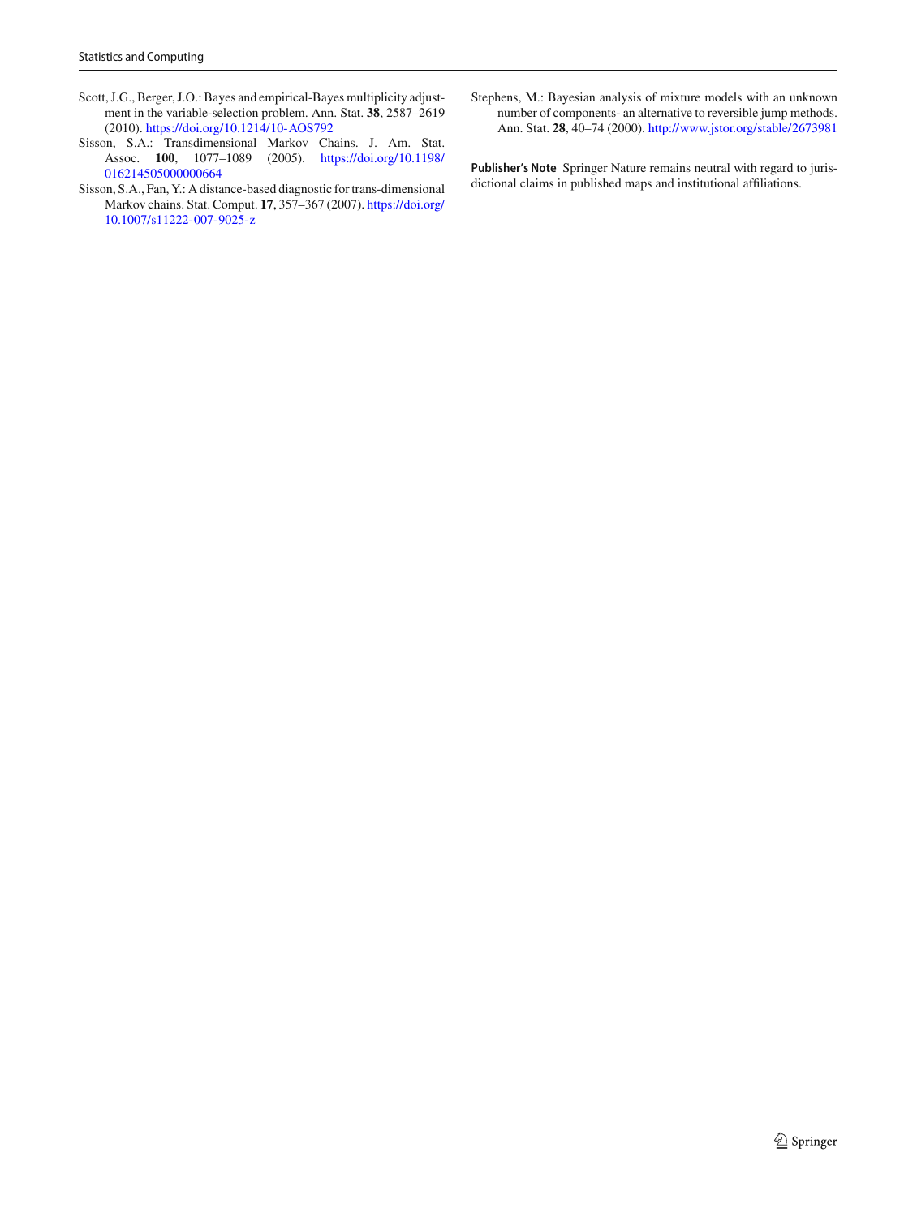Scott, J.G., Berger, J.O.: Bayes and empirical-Bayes multiplicity adjustment in the variable-selection problem. Ann. Stat. **38**, 2587–2619 (2010). https://doi.org/10.1214/10-AOS792

Sisson, S.A.: Transdimensional Markov Chains. J. Am. Stat. Assoc. **100**, 1077–1089 (2005). https://doi.org/10.1198/016214505000000664

Sisson, S.A., Fan, Y.: A distance-based diagnostic for trans-dimensional Markov chains. Stat. Comput. **17**, 357–367 (2007). https://doi.org/10.1007/s11222-007-9025-z

Stephens, M.: Bayesian analysis of mixture models with an unknown number of components- an alternative to reversible jump methods. Ann. Stat. **28**, 40–74 (2000). http://www.jstor.org/stable/2673981

**Publisher's Note** Springer Nature remains neutral with regard to jurisdictional claims in published maps and institutional affiliations.